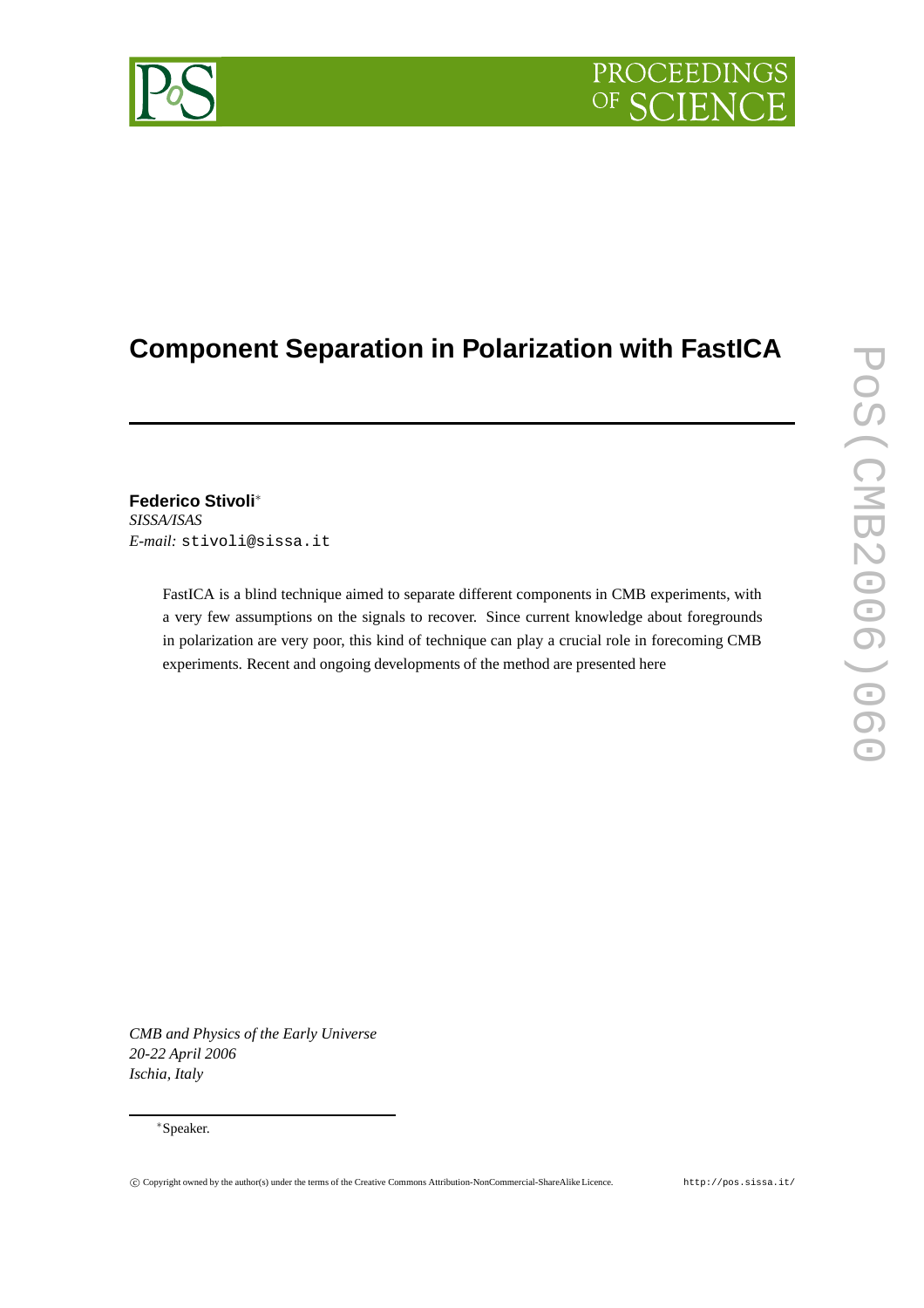# Component Separation in Polarization with FastICA

**Federico Stivoli***
*SISSA/ISAS*
*E-mail:* stivoli@sissa.it

FastICA is a blind technique aimed to separate different components in CMB experiments, with a very few assumptions on the signals to recover. Since current knowledge about foregrounds in polarization are very poor, this kind of technique can play a crucial role in forecoming CMB experiments. Recent and ongoing developments of the method are presented here

*CMB and Physics of the Early Universe*
*20-22 April 2006*
*Ischia, Italy*

*Speaker.

© Copyright owned by the author(s) under the terms of the Creative Commons Attribution-NonCommercial-ShareAlike Licence. http://pos.sissa.it/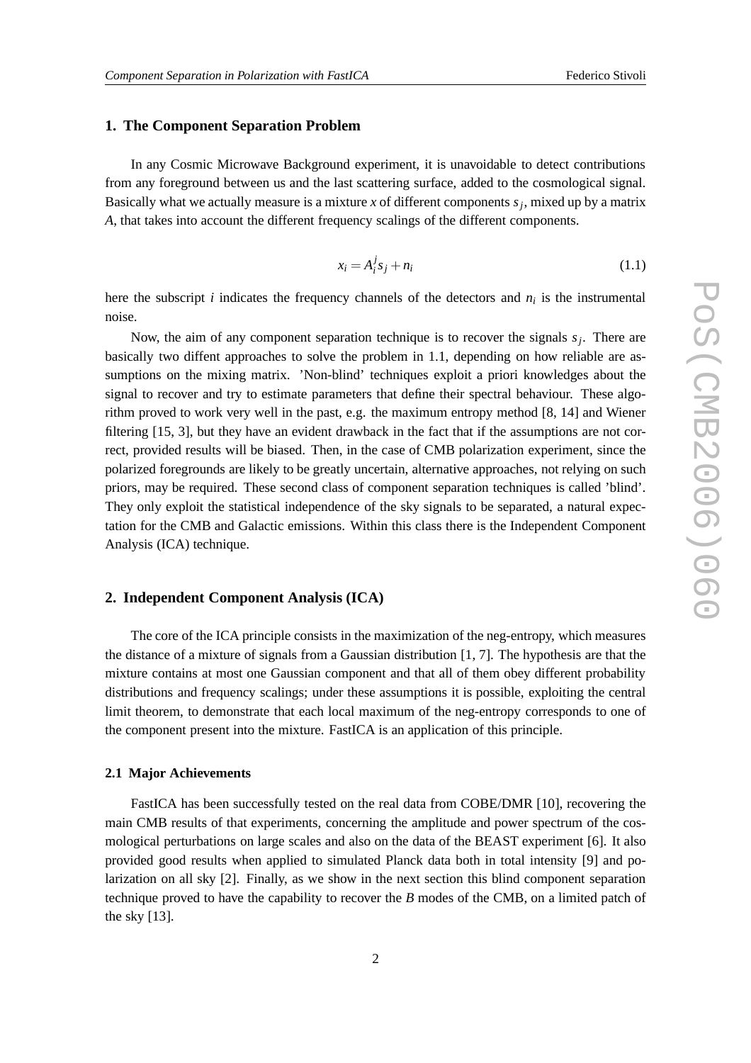## 1. The Component Separation Problem

In any Cosmic Microwave Background experiment, it is unavoidable to detect contributions from any foreground between us and the last scattering surface, added to the cosmological signal. Basically what we actually measure is a mixture $x$ of different components $s_j$, mixed up by a matrix $A$, that takes into account the different frequency scalings of the different components.

$$x_i = A_i^j s_j + n_i \tag{1.1}$$

here the subscript $i$ indicates the frequency channels of the detectors and $n_i$ is the instrumental noise.

Now, the aim of any component separation technique is to recover the signals $s_j$. There are basically two diffent approaches to solve the problem in 1.1, depending on how reliable are assumptions on the mixing matrix. 'Non-blind' techniques exploit a priori knowledges about the signal to recover and try to estimate parameters that define their spectral behaviour. These algorithm proved to work very well in the past, e.g. the maximum entropy method [8, 14] and Wiener filtering [15, 3], but they have an evident drawback in the fact that if the assumptions are not correct, provided results will be biased. Then, in the case of CMB polarization experiment, since the polarized foregrounds are likely to be greatly uncertain, alternative approaches, not relying on such priors, may be required. These second class of component separation techniques is called 'blind'. They only exploit the statistical independence of the sky signals to be separated, a natural expectation for the CMB and Galactic emissions. Within this class there is the Independent Component Analysis (ICA) technique.

## 2. Independent Component Analysis (ICA)

The core of the ICA principle consists in the maximization of the neg-entropy, which measures the distance of a mixture of signals from a Gaussian distribution [1, 7]. The hypothesis are that the mixture contains at most one Gaussian component and that all of them obey different probability distributions and frequency scalings; under these assumptions it is possible, exploiting the central limit theorem, to demonstrate that each local maximum of the neg-entropy corresponds to one of the component present into the mixture. FastICA is an application of this principle.

### 2.1 Major Achievements

FastICA has been successfully tested on the real data from COBE/DMR [10], recovering the main CMB results of that experiments, concerning the amplitude and power spectrum of the cosmological perturbations on large scales and also on the data of the BEAST experiment [6]. It also provided good results when applied to simulated Planck data both in total intensity [9] and polarization on all sky [2]. Finally, as we show in the next section this blind component separation technique proved to have the capability to recover the $B$ modes of the CMB, on a limited patch of the sky [13].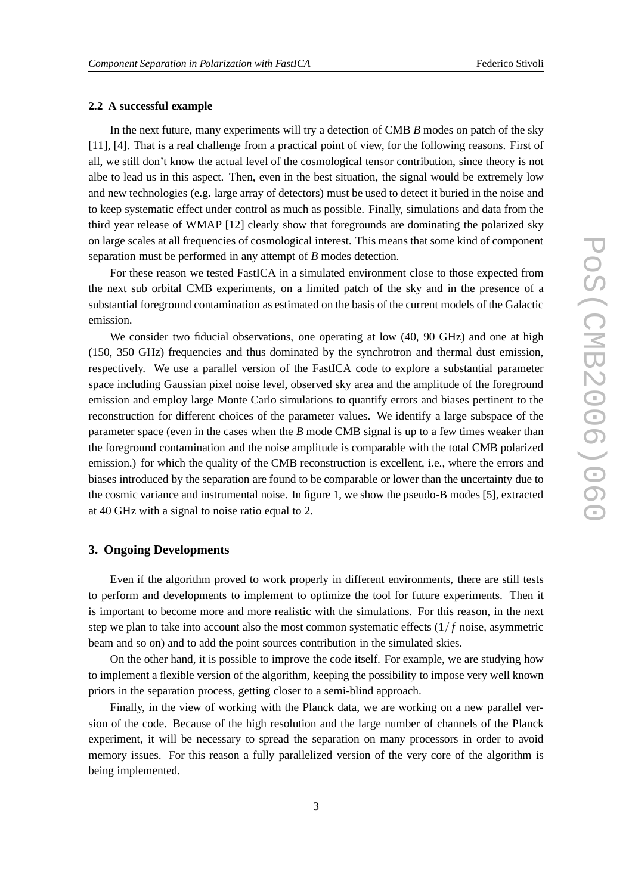### 2.2 A successful example

In the next future, many experiments will try a detection of CMB *B* modes on patch of the sky [11], [4]. That is a real challenge from a practical point of view, for the following reasons. First of all, we still don't know the actual level of the cosmological tensor contribution, since theory is not albe to lead us in this aspect. Then, even in the best situation, the signal would be extremely low and new technologies (e.g. large array of detectors) must be used to detect it buried in the noise and to keep systematic effect under control as much as possible. Finally, simulations and data from the third year release of WMAP [12] clearly show that foregrounds are dominating the polarized sky on large scales at all frequencies of cosmological interest. This means that some kind of component separation must be performed in any attempt of *B* modes detection.

For these reason we tested FastICA in a simulated environment close to those expected from the next sub orbital CMB experiments, on a limited patch of the sky and in the presence of a substantial foreground contamination as estimated on the basis of the current models of the Galactic emission.

We consider two fiducial observations, one operating at low (40, 90 GHz) and one at high (150, 350 GHz) frequencies and thus dominated by the synchrotron and thermal dust emission, respectively. We use a parallel version of the FastICA code to explore a substantial parameter space including Gaussian pixel noise level, observed sky area and the amplitude of the foreground emission and employ large Monte Carlo simulations to quantify errors and biases pertinent to the reconstruction for different choices of the parameter values. We identify a large subspace of the parameter space (even in the cases when the *B* mode CMB signal is up to a few times weaker than the foreground contamination and the noise amplitude is comparable with the total CMB polarized emission.) for which the quality of the CMB reconstruction is excellent, i.e., where the errors and biases introduced by the separation are found to be comparable or lower than the uncertainty due to the cosmic variance and instrumental noise. In figure 1, we show the pseudo-B modes [5], extracted at 40 GHz with a signal to noise ratio equal to 2.

## 3. Ongoing Developments

Even if the algorithm proved to work properly in different environments, there are still tests to perform and developments to implement to optimize the tool for future experiments. Then it is important to become more and more realistic with the simulations. For this reason, in the next step we plan to take into account also the most common systematic effects ($1/f$ noise, asymmetric beam and so on) and to add the point sources contribution in the simulated skies.

On the other hand, it is possible to improve the code itself. For example, we are studying how to implement a flexible version of the algorithm, keeping the possibility to impose very well known priors in the separation process, getting closer to a semi-blind approach.

Finally, in the view of working with the Planck data, we are working on a new parallel version of the code. Because of the high resolution and the large number of channels of the Planck experiment, it will be necessary to spread the separation on many processors in order to avoid memory issues. For this reason a fully parallelized version of the very core of the algorithm is being implemented.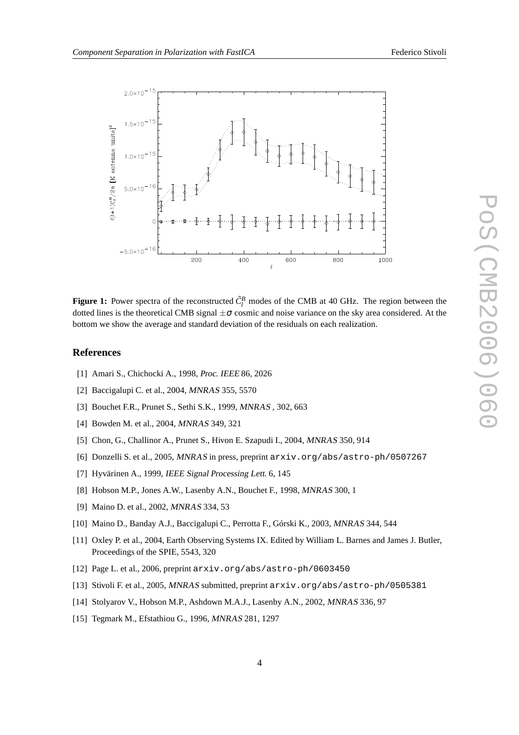2.0×10$^{-15}$
1.5×10$^{-15}$
1.0×10$^{-15}$
5.0×10$^{-16}$
0
−5.0×10$^{-16}$

$\ell(\ell+1)C_\ell^B/2\pi$ [K antenna units]$^2$

200
400
600
800
1000

$\ell$

**Figure 1:** Power spectra of the reconstructed $\tilde{C}_l^B$ modes of the CMB at 40 GHz. The region between the dotted lines is the theoretical CMB signal $\pm\sigma$ cosmic and noise variance on the sky area considered. At the bottom we show the average and standard deviation of the residuals on each realization.

## References

[1] Amari S., Chichocki A., 1998, *Proc. IEEE* 86, 2026

[2] Baccigalupi C. et al., 2004, *MNRAS* 355, 5570

[3] Bouchet F.R., Prunet S., Sethi S.K., 1999, *MNRAS* , 302, 663

[4] Bowden M. et al., 2004, *MNRAS* 349, 321

[5] Chon, G., Challinor A., Prunet S., Hivon E. Szapudi I., 2004, *MNRAS* 350, 914

[6] Donzelli S. et al., 2005, *MNRAS* in press, preprint `arxiv.org/abs/astro-ph/0507267`

[7] Hyvärinen A., 1999, *IEEE Signal Processing Lett.* 6, 145

[8] Hobson M.P., Jones A.W., Lasenby A.N., Bouchet F., 1998, *MNRAS* 300, 1

[9] Maino D. et al., 2002, *MNRAS* 334, 53

[10] Maino D., Banday A.J., Baccigalupi C., Perrotta F., Górski K., 2003, *MNRAS* 344, 544

[11] Oxley P. et al., 2004, Earth Observing Systems IX. Edited by William L. Barnes and James J. Butler, Proceedings of the SPIE, 5543, 320

[12] Page L. et al., 2006, preprint `arxiv.org/abs/astro-ph/0603450`

[13] Stivoli F. et al., 2005, *MNRAS* submitted, preprint `arxiv.org/abs/astro-ph/0505381`

[14] Stolyarov V., Hobson M.P., Ashdown M.A.J., Lasenby A.N., 2002, *MNRAS* 336, 97

[15] Tegmark M., Efstathiou G., 1996, *MNRAS* 281, 1297